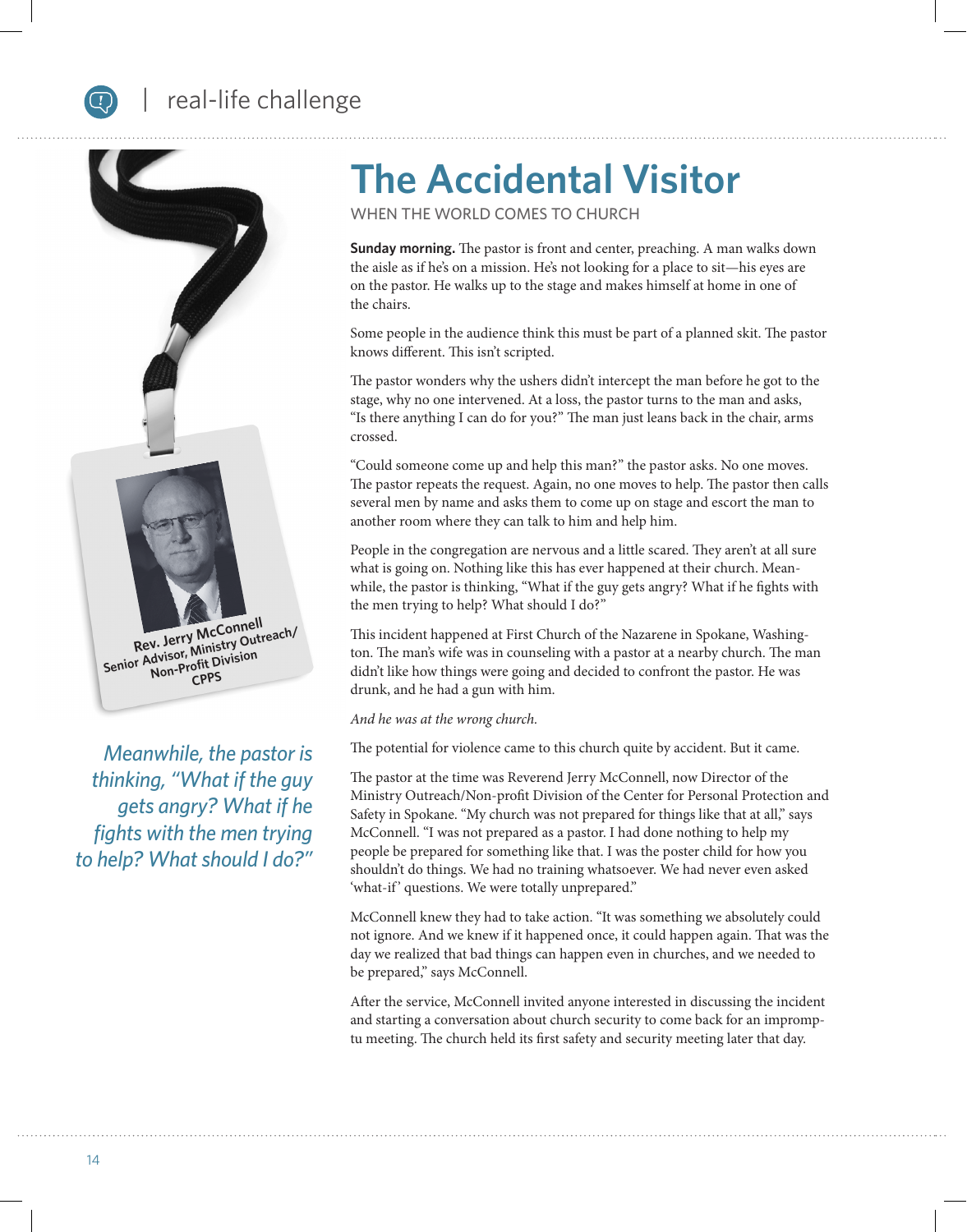real-life challenge

Rev. Jerry McConnell
Senior Advisor, Ministry Outreach/
Non-Profit Division
CPPS

# The Accidental Visitor

WHEN THE WORLD COMES TO CHURCH

**Sunday morning.** The pastor is front and center, preaching. A man walks down the aisle as if he's on a mission. He's not looking for a place to sit—his eyes are on the pastor. He walks up to the stage and makes himself at home in one of the chairs.

Some people in the audience think this must be part of a planned skit. The pastor knows different. This isn't scripted.

The pastor wonders why the ushers didn't intercept the man before he got to the stage, why no one intervened. At a loss, the pastor turns to the man and asks, "Is there anything I can do for you?" The man just leans back in the chair, arms crossed.

"Could someone come up and help this man?" the pastor asks. No one moves. The pastor repeats the request. Again, no one moves to help. The pastor then calls several men by name and asks them to come up on stage and escort the man to another room where they can talk to him and help him.

People in the congregation are nervous and a little scared. They aren't at all sure what is going on. Nothing like this has ever happened at their church. Meanwhile, the pastor is thinking, "What if the guy gets angry? What if he fights with the men trying to help? What should I do?"

*Meanwhile, the pastor is thinking, "What if the guy gets angry? What if he fights with the men trying to help? What should I do?"*

This incident happened at First Church of the Nazarene in Spokane, Washington. The man's wife was in counseling with a pastor at a nearby church. The man didn't like how things were going and decided to confront the pastor. He was drunk, and he had a gun with him.

*And he was at the wrong church.*

The potential for violence came to this church quite by accident. But it came.

The pastor at the time was Reverend Jerry McConnell, now Director of the Ministry Outreach/Non-profit Division of the Center for Personal Protection and Safety in Spokane. "My church was not prepared for things like that at all," says McConnell. "I was not prepared as a pastor. I had done nothing to help my people be prepared for something like that. I was the poster child for how you shouldn't do things. We had no training whatsoever. We had never even asked 'what-if' questions. We were totally unprepared."

McConnell knew they had to take action. "It was something we absolutely could not ignore. And we knew if it happened once, it could happen again. That was the day we realized that bad things can happen even in churches, and we needed to be prepared," says McConnell.

After the service, McConnell invited anyone interested in discussing the incident and starting a conversation about church security to come back for an impromptu meeting. The church held its first safety and security meeting later that day.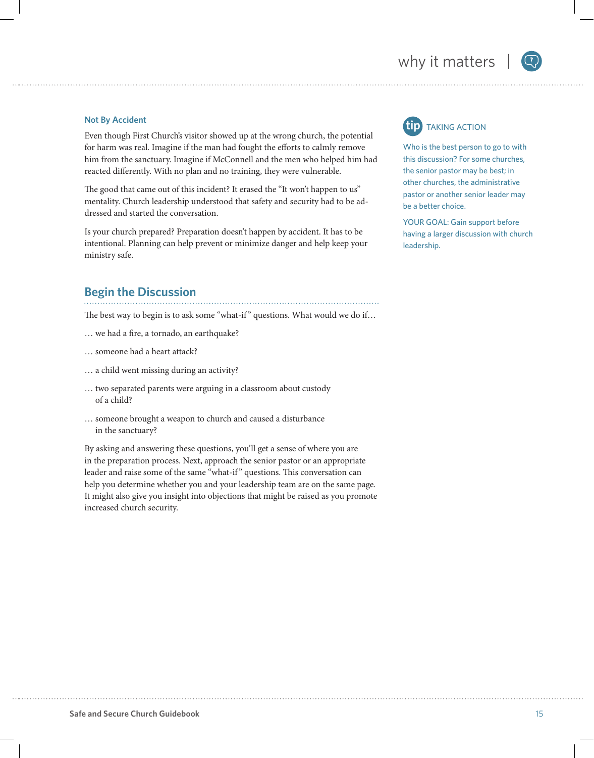### Not By Accident

Even though First Church's visitor showed up at the wrong church, the potential for harm was real. Imagine if the man had fought the efforts to calmly remove him from the sanctuary. Imagine if McConnell and the men who helped him had reacted differently. With no plan and no training, they were vulnerable.

The good that came out of this incident? It erased the "It won't happen to us" mentality. Church leadership understood that safety and security had to be addressed and started the conversation.

Is your church prepared? Preparation doesn't happen by accident. It has to be intentional. Planning can help prevent or minimize danger and help keep your ministry safe.

> **tip** TAKING ACTION
>
> Who is the best person to go to with this discussion? For some churches, the senior pastor may be best; in other churches, the administrative pastor or another senior leader may be a better choice.
>
> YOUR GOAL: Gain support before having a larger discussion with church leadership.

## Begin the Discussion

The best way to begin is to ask some "what-if" questions. What would we do if…

… we had a fire, a tornado, an earthquake?

… someone had a heart attack?

… a child went missing during an activity?

… two separated parents were arguing in a classroom about custody of a child?

… someone brought a weapon to church and caused a disturbance in the sanctuary?

By asking and answering these questions, you'll get a sense of where you are in the preparation process. Next, approach the senior pastor or an appropriate leader and raise some of the same "what-if" questions. This conversation can help you determine whether you and your leadership team are on the same page. It might also give you insight into objections that might be raised as you promote increased church security.